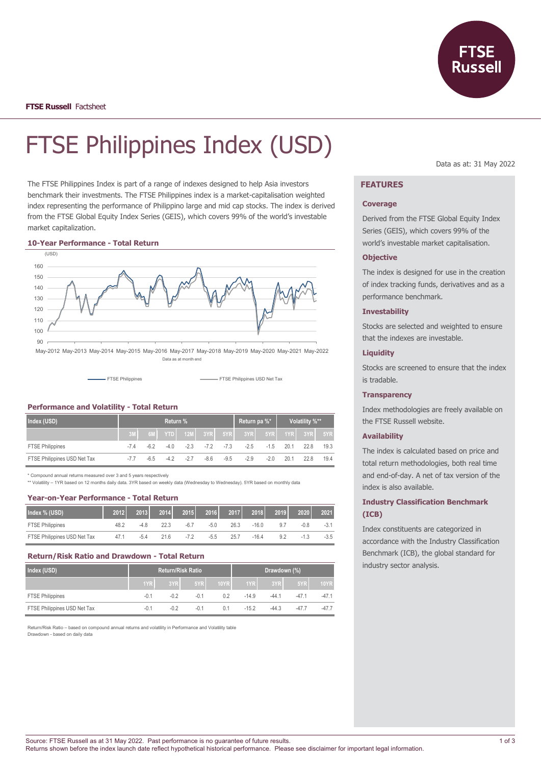**FTSE Russell** Factsheet

# FTSE Philippines Index (USD)

Data as at: 31 May 2022

The FTSE Philippines Index is part of a range of indexes designed to help Asia investors benchmark their investments. The FTSE Philippines index is a market-capitalisation weighted index representing the performance of Philippino large and mid cap stocks. The index is derived from the FTSE Global Equity Index Series (GEIS), which covers 99% of the world's investable market capitalization.

### 10-Year Performance - Total Return

(USD)

Data as at month end

FTSE Philippines — FTSE Philippines USD Net Tax

### Performance and Volatility - Total Return

| Index (USD) | Return % | | | | | | Return pa %* | | Volatility %** | | |
|---|---|---|---|---|---|---|---|---|---|---|---|
| | 3M | 6M | YTD | 12M | 3YR | 5YR | 3YR | 5YR | 1YR | 3YR | 5YR |
| FTSE Philippines | -7.4 | -6.2 | -4.0 | -2.3 | -7.2 | -7.3 | -2.5 | -1.5 | 20.1 | 22.8 | 19.3 |
| FTSE Philippines USD Net Tax | -7.7 | -6.5 | -4.2 | -2.7 | -8.6 | -9.5 | -2.9 | -2.0 | 20.1 | 22.8 | 19.4 |

\* Compound annual returns measured over 3 and 5 years respectively
\*\* Volatility – 1YR based on 12 months daily data. 3YR based on weekly data (Wednesday to Wednesday). 5YR based on monthly data

### Year-on-Year Performance - Total Return

| Index % (USD) | 2012 | 2013 | 2014 | 2015 | 2016 | 2017 | 2018 | 2019 | 2020 | 2021 |
|---|---|---|---|---|---|---|---|---|---|---|
| FTSE Philippines | 48.2 | -4.8 | 22.3 | -6.7 | -5.0 | 26.3 | -16.0 | 9.7 | -0.8 | -3.1 |
| FTSE Philippines USD Net Tax | 47.1 | -5.4 | 21.6 | -7.2 | -5.5 | 25.7 | -16.4 | 9.2 | -1.3 | -3.5 |

### Return/Risk Ratio and Drawdown - Total Return

| Index (USD) | Return/Risk Ratio | | | | Drawdown (%) | | | |
|---|---|---|---|---|---|---|---|---|
| | 1YR | 3YR | 5YR | 10YR | 1YR | 3YR | 5YR | 10YR |
| FTSE Philippines | -0.1 | -0.2 | -0.1 | 0.2 | -14.9 | -44.1 | -47.1 | -47.1 |
| FTSE Philippines USD Net Tax | -0.1 | -0.2 | -0.1 | 0.1 | -15.2 | -44.3 | -47.7 | -47.7 |

Return/Risk Ratio – based on compound annual returns and volatility in Performance and Volatility table
Drawdown - based on daily data

## FEATURES

### Coverage

Derived from the FTSE Global Equity Index Series (GEIS), which covers 99% of the world's investable market capitalisation.

### Objective

The index is designed for use in the creation of index tracking funds, derivatives and as a performance benchmark.

### Investability

Stocks are selected and weighted to ensure that the indexes are investable.

### Liquidity

Stocks are screened to ensure that the index is tradable.

### Transparency

Index methodologies are freely available on the FTSE Russell website.

### Availability

The index is calculated based on price and total return methodologies, both real time and end-of-day. A net of tax version of the index is also available.

### Industry Classification Benchmark (ICB)

Index constituents are categorized in accordance with the Industry Classification Benchmark (ICB), the global standard for industry sector analysis.

Source: FTSE Russell as at 31 May 2022. Past performance is no guarantee of future results.
Returns shown before the index launch date reflect hypothetical historical performance. Please see disclaimer for important legal information.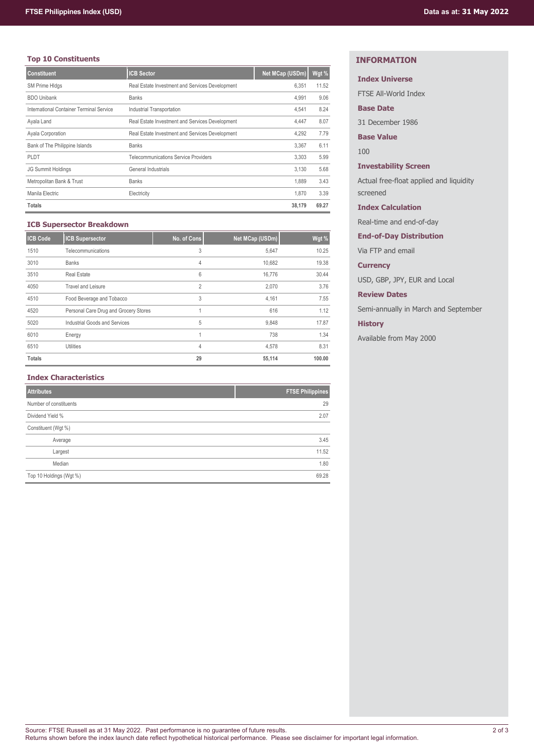## Top 10 Constituents

| Constituent | ICB Sector | Net MCap (USDm) | Wgt % |
|---|---|---|---|
| SM Prime Hldgs | Real Estate Investment and Services Development | 6,351 | 11.52 |
| BDO Unibank | Banks | 4,991 | 9.06 |
| International Container Terminal Service | Industrial Transportation | 4,541 | 8.24 |
| Ayala Land | Real Estate Investment and Services Development | 4,447 | 8.07 |
| Ayala Corporation | Real Estate Investment and Services Development | 4,292 | 7.79 |
| Bank of The Philippine Islands | Banks | 3,367 | 6.11 |
| PLDT | Telecommunications Service Providers | 3,303 | 5.99 |
| JG Summit Holdings | General Industrials | 3,130 | 5.68 |
| Metropolitan Bank & Trust | Banks | 1,889 | 3.43 |
| Manila Electric | Electricity | 1,870 | 3.39 |
| **Totals** | | **38,179** | **69.27** |

## ICB Supersector Breakdown

| ICB Code | ICB Supersector | No. of Cons | Net MCap (USDm) | Wgt % |
|---|---|---|---|---|
| 1510 | Telecommunications | 3 | 5,647 | 10.25 |
| 3010 | Banks | 4 | 10,682 | 19.38 |
| 3510 | Real Estate | 6 | 16,776 | 30.44 |
| 4050 | Travel and Leisure | 2 | 2,070 | 3.76 |
| 4510 | Food Beverage and Tobacco | 3 | 4,161 | 7.55 |
| 4520 | Personal Care Drug and Grocery Stores | 1 | 616 | 1.12 |
| 5020 | Industrial Goods and Services | 5 | 9,848 | 17.87 |
| 6010 | Energy | 1 | 738 | 1.34 |
| 6510 | Utilities | 4 | 4,578 | 8.31 |
| **Totals** | | **29** | **55,114** | **100.00** |

## Index Characteristics

| Attributes | FTSE Philippines |
|---|---|
| Number of constituents | 29 |
| Dividend Yield % | 2.07 |
| Constituent (Wgt %) | |
| Average | 3.45 |
| Largest | 11.52 |
| Median | 1.80 |
| Top 10 Holdings (Wgt %) | 69.28 |

## INFORMATION

**Index Universe**

FTSE All-World Index

**Base Date**

31 December 1986

**Base Value**

100

**Investability Screen**

Actual free-float applied and liquidity screened

**Index Calculation**

Real-time and end-of-day

**End-of-Day Distribution**

Via FTP and email

**Currency**

USD, GBP, JPY, EUR and Local

**Review Dates**

Semi-annually in March and September

**History**

Available from May 2000

Source: FTSE Russell as at 31 May 2022. Past performance is no guarantee of future results.
Returns shown before the index launch date reflect hypothetical historical performance. Please see disclaimer for important legal information.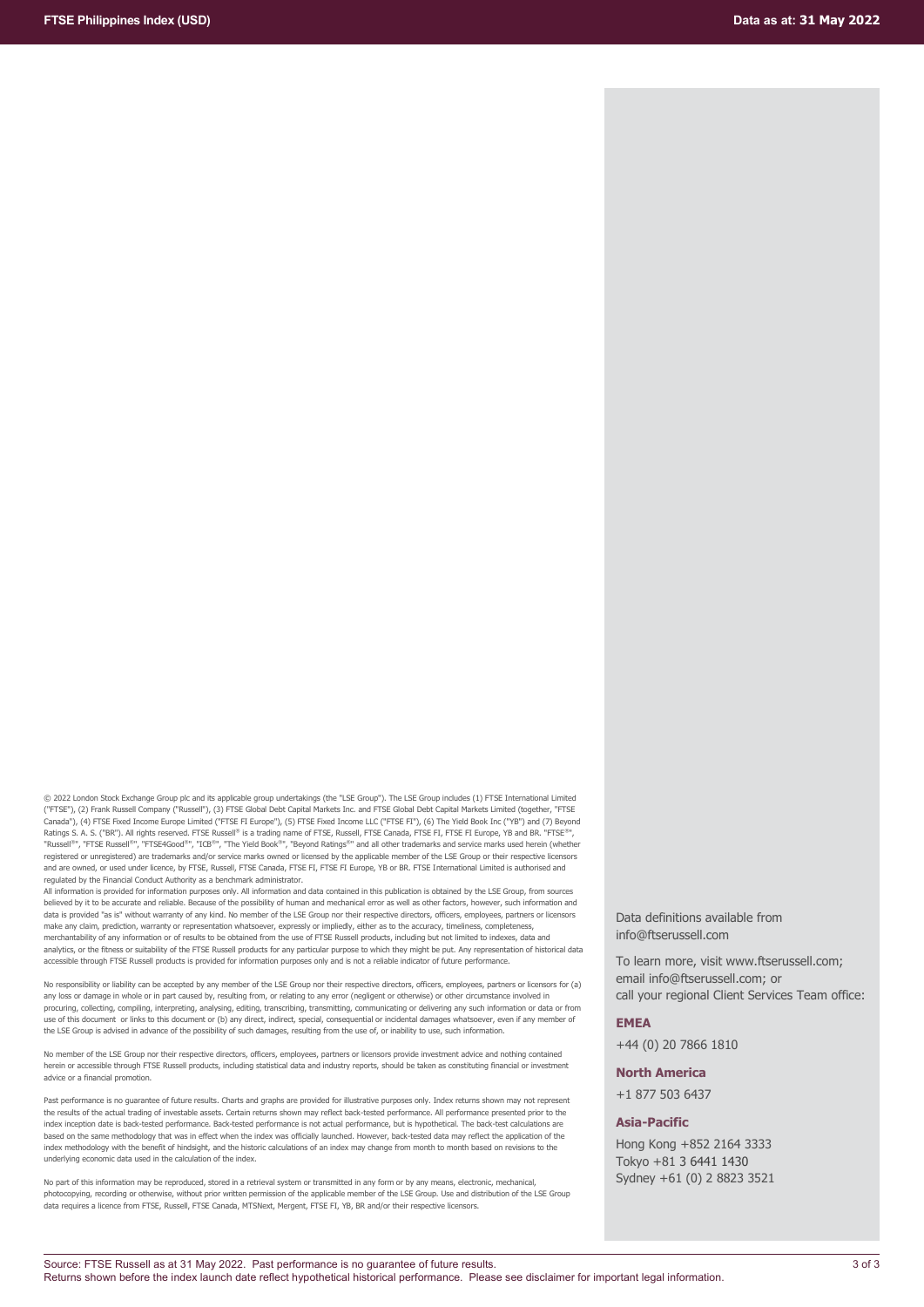© 2022 London Stock Exchange Group plc and its applicable group undertakings (the "LSE Group"). The LSE Group includes (1) FTSE International Limited ("FTSE"), (2) Frank Russell Company ("Russell"), (3) FTSE Global Debt Capital Markets Inc. and FTSE Global Debt Capital Markets Limited (together, "FTSE Canada"), (4) FTSE Fixed Income Europe Limited ("FTSE FI Europe"), (5) FTSE Fixed Income LLC ("FTSE FI"), (6) The Yield Book Inc ("YB") and (7) Beyond Ratings S. A. S. ("BR"). All rights reserved. FTSE Russell® is a trading name of FTSE, Russell, FTSE Canada, FTSE FI, FTSE FI Europe, YB and BR. "FTSE®", "Russell®", "FTSE Russell®", "FTSE4Good®", "ICB®", "The Yield Book®", "Beyond Ratings®" and all other trademarks and service marks used herein (whether registered or unregistered) are trademarks and/or service marks owned or licensed by the applicable member of the LSE Group or their respective licensors and are owned, or used under licence, by FTSE, Russell, FTSE Canada, FTSE FI, FTSE FI Europe, YB or BR. FTSE International Limited is authorised and regulated by the Financial Conduct Authority as a benchmark administrator.

All information is provided for information purposes only. All information and data contained in this publication is obtained by the LSE Group, from sources believed by it to be accurate and reliable. Because of the possibility of human and mechanical error as well as other factors, however, such information and data is provided "as is" without warranty of any kind. No member of the LSE Group nor their respective directors, officers, employees, partners or licensors make any claim, prediction, warranty or representation whatsoever, expressly or impliedly, either as to the accuracy, timeliness, completeness, merchantability of any information or of results to be obtained from the use of FTSE Russell products, including but not limited to indexes, data and analytics, or the fitness or suitability of the FTSE Russell products for any particular purpose to which they might be put. Any representation of historical data accessible through FTSE Russell products is provided for information purposes only and is not a reliable indicator of future performance.

No responsibility or liability can be accepted by any member of the LSE Group nor their respective directors, officers, employees, partners or licensors for (a) any loss or damage in whole or in part caused by, resulting from, or relating to any error (negligent or otherwise) or other circumstance involved in procuring, collecting, compiling, interpreting, analysing, editing, transcribing, transmitting, communicating or delivering any such information or data or from use of this document or links to this document or (b) any direct, indirect, special, consequential or incidental damages whatsoever, even if any member of the LSE Group is advised in advance of the possibility of such damages, resulting from the use of, or inability to use, such information.

No member of the LSE Group nor their respective directors, officers, employees, partners or licensors provide investment advice and nothing contained herein or accessible through FTSE Russell products, including statistical data and industry reports, should be taken as constituting financial or investment advice or a financial promotion.

Past performance is no guarantee of future results. Charts and graphs are provided for illustrative purposes only. Index returns shown may not represent the results of the actual trading of investable assets. Certain returns shown may reflect back-tested performance. All performance presented prior to the index inception date is back-tested performance. Back-tested performance is not actual performance, but is hypothetical. The back-test calculations are based on the same methodology that was in effect when the index was officially launched. However, back-tested data may reflect the application of the index methodology with the benefit of hindsight, and the historic calculations of an index may change from month to month based on revisions to the underlying economic data used in the calculation of the index.

No part of this information may be reproduced, stored in a retrieval system or transmitted in any form or by any means, electronic, mechanical, photocopying, recording or otherwise, without prior written permission of the applicable member of the LSE Group. Use and distribution of the LSE Group data requires a licence from FTSE, Russell, FTSE Canada, MTSNext, Mergent, FTSE FI, YB, BR and/or their respective licensors.

Data definitions available from info@ftserussell.com

To learn more, visit www.ftserussell.com; email info@ftserussell.com; or call your regional Client Services Team office:

**EMEA**

+44 (0) 20 7866 1810

**North America**

+1 877 503 6437

**Asia-Pacific**

Hong Kong +852 2164 3333
Tokyo +81 3 6441 1430
Sydney +61 (0) 2 8823 3521

Source: FTSE Russell as at 31 May 2022. Past performance is no guarantee of future results.
Returns shown before the index launch date reflect hypothetical historical performance. Please see disclaimer for important legal information.